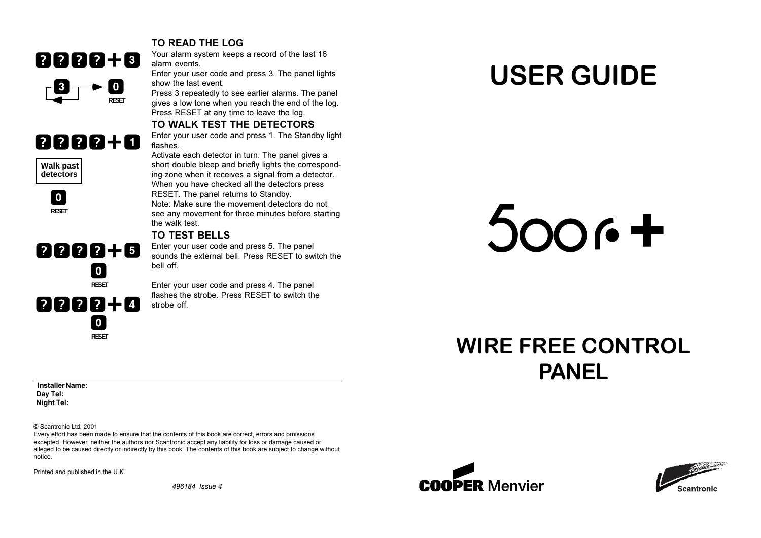## TO READ THE LOG

????+3

3 → 0 RESET

Your alarm system keeps a record of the last 16 alarm events.

Enter your user code and press 3. The panel lights show the last event.

Press 3 repeatedly to see earlier alarms. The panel gives a low tone when you reach the end of the log. Press RESET at any time to leave the log.

## TO WALK TEST THE DETECTORS

????+1

Walk past detectors

0 RESET

Enter your user code and press 1. The Standby light flashes.

Activate each detector in turn. The panel gives a short double bleep and briefly lights the corresponding zone when it receives a signal from a detector. When you have checked all the detectors press RESET. The panel returns to Standby.

Note: Make sure the movement detectors do not see any movement for three minutes before starting the walk test.

## TO TEST BELLS

????+5

0 RESET

Enter your user code and press 5. The panel sounds the external bell. Press RESET to switch the bell off.

????+4

0 RESET

Enter your user code and press 4. The panel flashes the strobe. Press RESET to switch the strobe off.

**Installer Name:**
**Day Tel:**
**Night Tel:**

© Scantronic Ltd. 2001

Every effort has been made to ensure that the contents of this book are correct, errors and omissions excepted. However, neither the authors nor Scantronic accept any liability for loss or damage caused or alleged to be caused directly or indirectly by this book. The contents of this book are subject to change without notice.

Printed and published in the U.K.

*496184 Issue 4*

# USER GUIDE

# 500r+

# WIRE FREE CONTROL PANEL

COOPER Menvier

Scantronic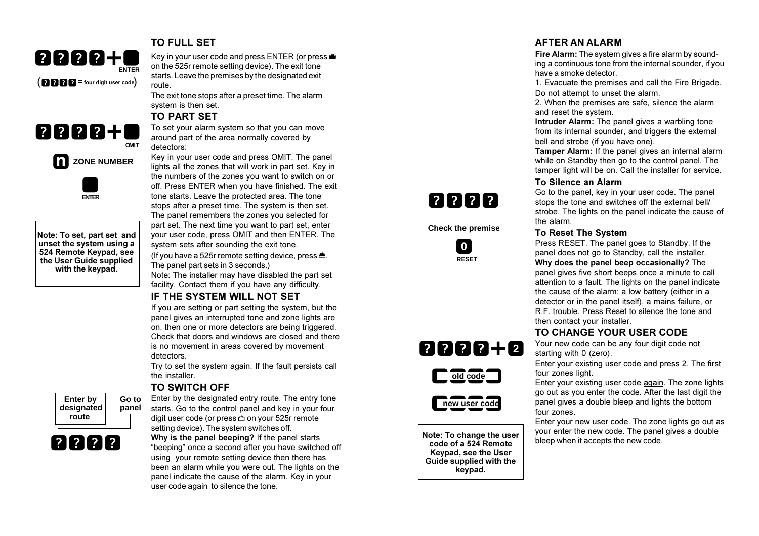## TO FULL SET

? ? ? ? + ENTER

(? ? ? ? = four digit user code)

Key in your user code and press ENTER (or press ☗ on the 525r remote setting device). The exit tone starts. Leave the premises by the designated exit route.

The exit tone stops after a preset time. The alarm system is then set.

## TO PART SET

? ? ? ? + OMIT

n ZONE NUMBER

ENTER

To set your alarm system so that you can move around part of the area normally covered by detectors:

Key in your user code and press OMIT. The panel lights all the zones that will work in part set. Key in the numbers of the zones you want to switch on or off. Press ENTER when you have finished. The exit tone starts. Leave the protected area. The tone stops after a preset time. The system is then set. The panel remembers the zones you selected for part set. The next time you want to part set, enter your user code, press OMIT and then ENTER. The system sets after sounding the exit tone.

(If you have a 525r remote setting device, press ⏏. The panel part sets in 3 seconds.)

Note: The installer may have disabled the part set facility. Contact them if you have any difficulty.

**Note: To set, part set and unset the system using a 524 Remote Keypad, see the User Guide supplied with the keypad.**

## IF THE SYSTEM WILL NOT SET

If you are setting or part setting the system, but the panel gives an interrupted tone and zone lights are on, then one or more detectors are being triggered. Check that doors and windows are closed and there is no movement in areas covered by movement detectors.

Try to set the system again. If the fault persists call the installer.

## TO SWITCH OFF

Enter by designated route → Go to panel → ? ? ? ?

Enter by the designated entry route. The entry tone starts. Go to the control panel and key in your four digit user code (or press ⌂ on your 525r remote setting device). The system switches off.

**Why is the panel beeping?** If the panel starts “beeping” once a second after you have switched off using your remote setting device then there has been an alarm while you were out. The lights on the panel indicate the cause of the alarm. Key in your user code again to silence the tone.

## AFTER AN ALARM

**Fire Alarm:** The system gives a fire alarm by sounding a continuous tone from the internal sounder, if you have a smoke detector.

1. Evacuate the premises and call the Fire Brigade. Do not attempt to unset the alarm.
2. When the premises are safe, silence the alarm and reset the system.

**Intruder Alarm:** The panel gives a warbling tone from its internal sounder, and triggers the external bell and strobe (if you have one).

**Tamper Alarm:** If the panel gives an internal alarm while on Standby then go to the control panel. The tamper light will be on. Call the installer for service.

### To Silence an Alarm

? ? ? ?

Check the premise

0 RESET

Go to the panel, key in your user code. The panel stops the tone and switches off the external bell/ strobe. The lights on the panel indicate the cause of the alarm.

### To Reset The System

Press RESET. The panel goes to Standby. If the panel does not go to Standby, call the installer.

**Why does the panel beep occasionally?** The panel gives five short beeps once a minute to call attention to a fault. The lights on the panel indicate the cause of the alarm: a low battery (either in a detector or in the panel itself), a mains failure, or R.F. trouble. Press Reset to silence the tone and then contact your installer.

## TO CHANGE YOUR USER CODE

? ? ? ? + 2

old code

new user code

Your new code can be any four digit code not starting with 0 (zero).

Enter your existing user code and press 2. The first four zones light.

Enter your existing user code again. The zone lights go out as you enter the code. After the last digit the panel gives a double bleep and lights the bottom four zones.

Enter your new user code. The zone lights go out as your enter the new code. The panel gives a double bleep when it accepts the new code.

**Note: To change the user code of a 524 Remote Keypad, see the User Guide supplied with the keypad.**